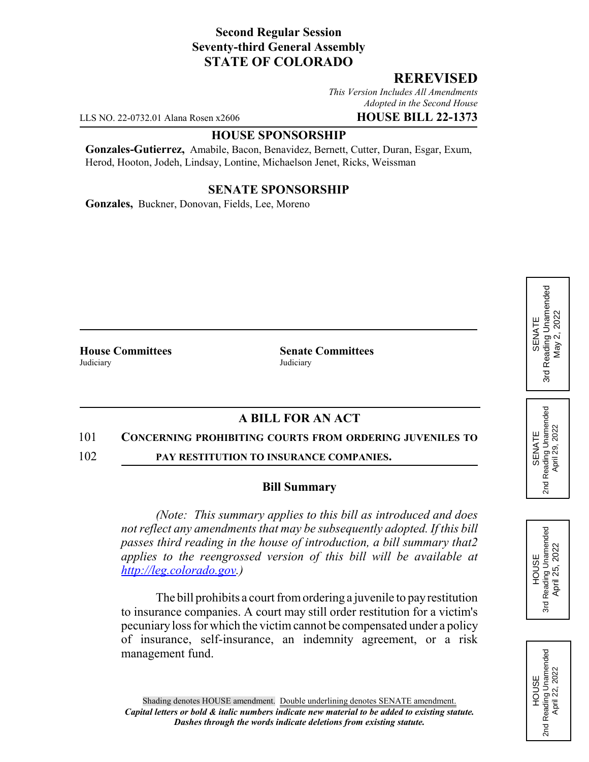**Second Regular Session**
**Seventy-third General Assembly**
**STATE OF COLORADO**

## REREVISED

*This Version Includes All Amendments Adopted in the Second House*

LLS NO. 22-0732.01 Alana Rosen x2606 **HOUSE BILL 22-1373**

**HOUSE SPONSORSHIP**

**Gonzales-Gutierrez,** Amabile, Bacon, Benavidez, Bernett, Cutter, Duran, Esgar, Exum, Herod, Hooton, Jodeh, Lindsay, Lontine, Michaelson Jenet, Ricks, Weissman

**SENATE SPONSORSHIP**

**Gonzales,** Buckner, Donovan, Fields, Lee, Moreno

SENATE 3rd Reading Unamended May 2, 2022

SENATE 2nd Reading Unamended April 29, 2022

HOUSE 3rd Reading Unamended April 25, 2022

HOUSE 2nd Reading Unamended April 22, 2022

**House Committees**
Judiciary

**Senate Committees**
Judiciary

## A BILL FOR AN ACT

101 **CONCERNING PROHIBITING COURTS FROM ORDERING JUVENILES TO**
102 **PAY RESTITUTION TO INSURANCE COMPANIES.**

### Bill Summary

*(Note: This summary applies to this bill as introduced and does not reflect any amendments that may be subsequently adopted. If this bill passes third reading in the house of introduction, a bill summary that2 applies to the reengrossed version of this bill will be available at http://leg.colorado.gov.)*

The bill prohibits a court from ordering a juvenile to pay restitution to insurance companies. A court may still order restitution for a victim's pecuniary loss for which the victim cannot be compensated under a policy of insurance, self-insurance, an indemnity agreement, or a risk management fund.

Shading denotes HOUSE amendment. Double underlining denotes SENATE amendment.
***Capital letters or bold & italic numbers indicate new material to be added to existing statute.***
***Dashes through the words indicate deletions from existing statute.***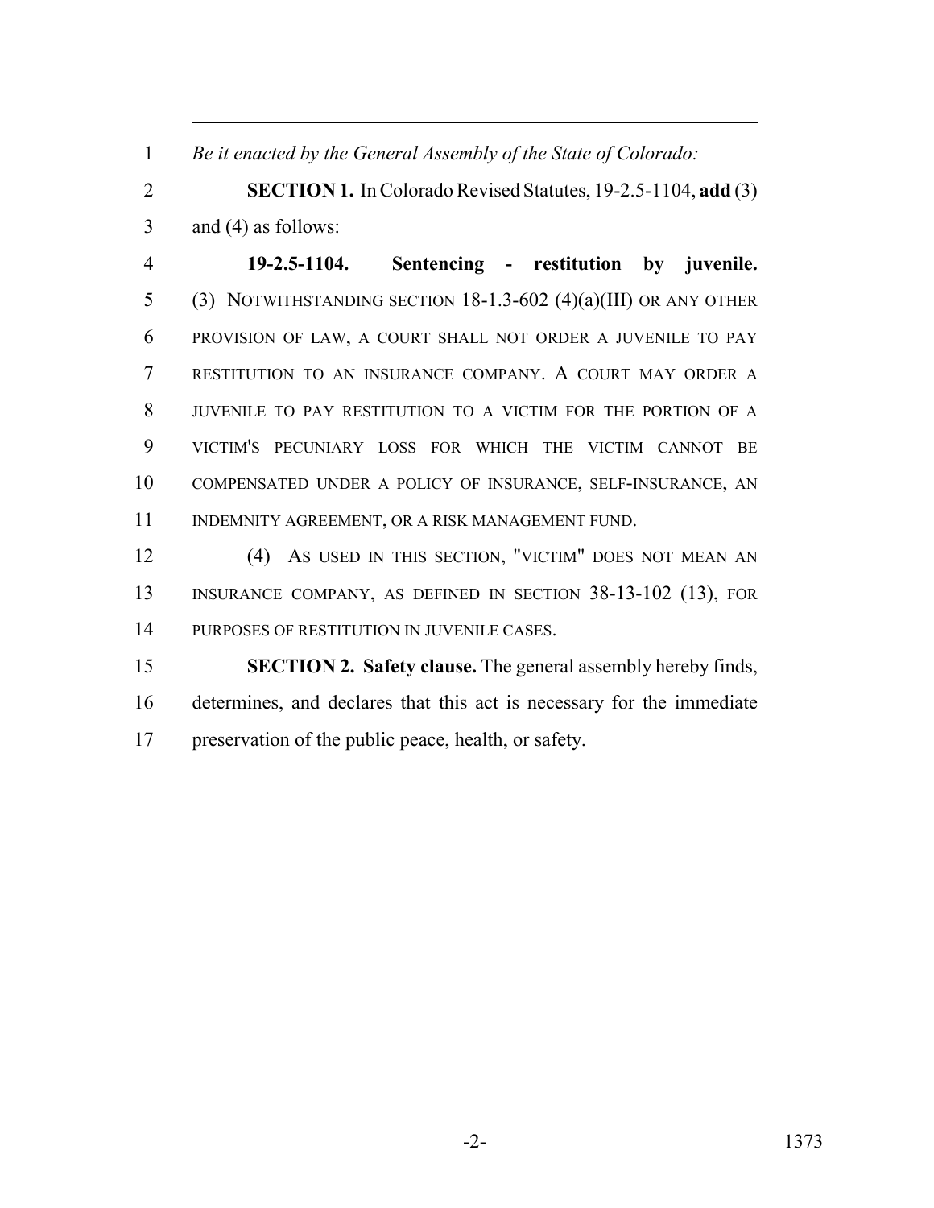*Be it enacted by the General Assembly of the State of Colorado:*

**SECTION 1.** In Colorado Revised Statutes, 19-2.5-1104, **add** (3) and (4) as follows:

**19-2.5-1104. Sentencing - restitution by juvenile.** (3) NOTWITHSTANDING SECTION 18-1.3-602 (4)(a)(III) OR ANY OTHER PROVISION OF LAW, A COURT SHALL NOT ORDER A JUVENILE TO PAY RESTITUTION TO AN INSURANCE COMPANY. A COURT MAY ORDER A JUVENILE TO PAY RESTITUTION TO A VICTIM FOR THE PORTION OF A VICTIM'S PECUNIARY LOSS FOR WHICH THE VICTIM CANNOT BE COMPENSATED UNDER A POLICY OF INSURANCE, SELF-INSURANCE, AN INDEMNITY AGREEMENT, OR A RISK MANAGEMENT FUND.

(4) AS USED IN THIS SECTION, "VICTIM" DOES NOT MEAN AN INSURANCE COMPANY, AS DEFINED IN SECTION 38-13-102 (13), FOR PURPOSES OF RESTITUTION IN JUVENILE CASES.

**SECTION 2. Safety clause.** The general assembly hereby finds, determines, and declares that this act is necessary for the immediate preservation of the public peace, health, or safety.